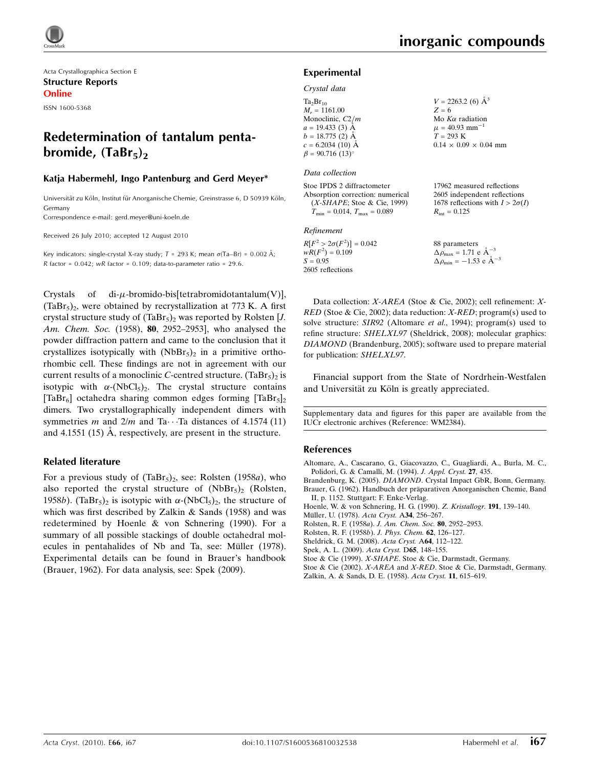Acta Crystallographica Section E
**Structure Reports Online**

ISSN 1600-5368

# Redetermination of tantalum pentabromide, $(TaBr_5)_2$

**Katja Habermehl, Ingo Pantenburg and Gerd Meyer***

Universität zu Köln, Institut für Anorganische Chemie, Greinstrasse 6, D 50939 Köln, Germany
Correspondence e-mail: gerd.meyer@uni-koeln.de

Received 26 July 2010; accepted 12 August 2010

Key indicators: single-crystal X-ray study; $T$ = 293 K; mean $\sigma$(Ta–Br) = 0.002 Å; $R$ factor = 0.042; $wR$ factor = 0.109; data-to-parameter ratio = 29.6.

Crystals of di-$\mu$-bromido-bis[tetrabromidotantalum(V)], $(TaBr_5)_2$, were obtained by recrystallization at 773 K. A first crystal structure study of $(TaBr_5)_2$ was reported by Rolsten [*J. Am. Chem. Soc.* (1958), **80**, 2952–2953], who analysed the powder diffraction pattern and came to the conclusion that it crystallizes isotypically with $(NbBr_5)_2$ in a primitive orthorhombic cell. These findings are not in agreement with our current results of a monoclinic *C*-centred structure. $(TaBr_5)_2$ is isotypic with $\alpha$-$(NbCl_5)_2$. The crystal structure contains $[TaBr_6]$ octahedra sharing common edges forming $[TaBr_5]_2$ dimers. Two crystallographically independent dimers with symmetries $m$ and $2/m$ and Ta$\cdots$Ta distances of 4.1574 (11) and 4.1551 (15) Å, respectively, are present in the structure.

## Related literature

For a previous study of $(TaBr_5)_2$, see: Rolsten (1958*a*), who also reported the crystal structure of $(NbBr_5)_2$ (Rolsten, 1958*b*). $(TaBr_5)_2$ is isotypic with $\alpha$-$(NbCl_5)_2$, the structure of which was first described by Zalkin & Sands (1958) and was redetermined by Hoenle & von Schnering (1990). For a summary of all possible stackings of double octahedral molecules in pentahalides of Nb and Ta, see: Müller (1978). Experimental details can be found in Brauer's handbook (Brauer, 1962). For data analysis, see: Spek (2009).

## Experimental

### Crystal data

$Ta_2Br_{10}$
$M_r$ = 1161.00
Monoclinic, $C2/m$
$a$ = 19.433 (3) Å
$b$ = 18.775 (2) Å
$c$ = 6.2034 (10) Å
$\beta$ = 90.716 (13)°
$V$ = 2263.2 (6) Å$^3$
$Z$ = 6
Mo $K\alpha$ radiation
$\mu$ = 40.93 mm$^{-1}$
$T$ = 293 K
0.14 × 0.09 × 0.04 mm

### Data collection

Stoe IPDS 2 diffractometer
Absorption correction: numerical (*X-SHAPE*; Stoe & Cie, 1999)
$T_{min}$ = 0.014, $T_{max}$ = 0.089
17962 measured reflections
2605 independent reflections
1678 reflections with $I > 2\sigma(I)$
$R_{int}$ = 0.125

### Refinement

$R[F^2 > 2\sigma(F^2)]$ = 0.042
$wR(F^2)$ = 0.109
$S$ = 0.95
2605 reflections
88 parameters
$\Delta\rho_{max}$ = 1.71 e Å$^{-3}$
$\Delta\rho_{min}$ = −1.53 e Å$^{-3}$

Data collection: *X-AREA* (Stoe & Cie, 2002); cell refinement: *X-RED* (Stoe & Cie, 2002); data reduction: *X-RED*; program(s) used to solve structure: *SIR92* (Altomare *et al.*, 1994); program(s) used to refine structure: *SHELXL97* (Sheldrick, 2008); molecular graphics: *DIAMOND* (Brandenburg, 2005); software used to prepare material for publication: *SHELXL97*.

Financial support from the State of Nordrhein-Westfalen and Universität zu Köln is greatly appreciated.

Supplementary data and figures for this paper are available from the IUCr electronic archives (Reference: WM2384).

## References

Altomare, A., Cascarano, G., Giacovazzo, C., Guagliardi, A., Burla, M. C., Polidori, G. & Camalli, M. (1994). *J. Appl. Cryst.* **27**, 435.
Brandenburg, K. (2005). *DIAMOND*. Crystal Impact GbR, Bonn, Germany.
Brauer, G. (1962). Handbuch der präparativen Anorganischen Chemie, Band II, p. 1152. Stuttgart: F. Enke-Verlag.
Hoenle, W. & von Schnering, H. G. (1990). *Z. Kristallogr.* **191**, 139–140.
Müller, U. (1978). *Acta Cryst.* A**34**, 256–267.
Rolsten, R. F. (1958*a*). *J. Am. Chem. Soc.* **80**, 2952–2953.
Rolsten, R. F. (1958*b*). *J. Phys. Chem.* **62**, 126–127.
Sheldrick, G. M. (2008). *Acta Cryst.* A**64**, 112–122.
Spek, A. L. (2009). *Acta Cryst.* D**65**, 148–155.
Stoe & Cie (1999). *X-SHAPE*. Stoe & Cie, Darmstadt, Germany.
Stoe & Cie (2002). *X-AREA* and *X-RED*. Stoe & Cie, Darmstadt, Germany.
Zalkin, A. & Sands, D. E. (1958). *Acta Cryst.* **11**, 615–619.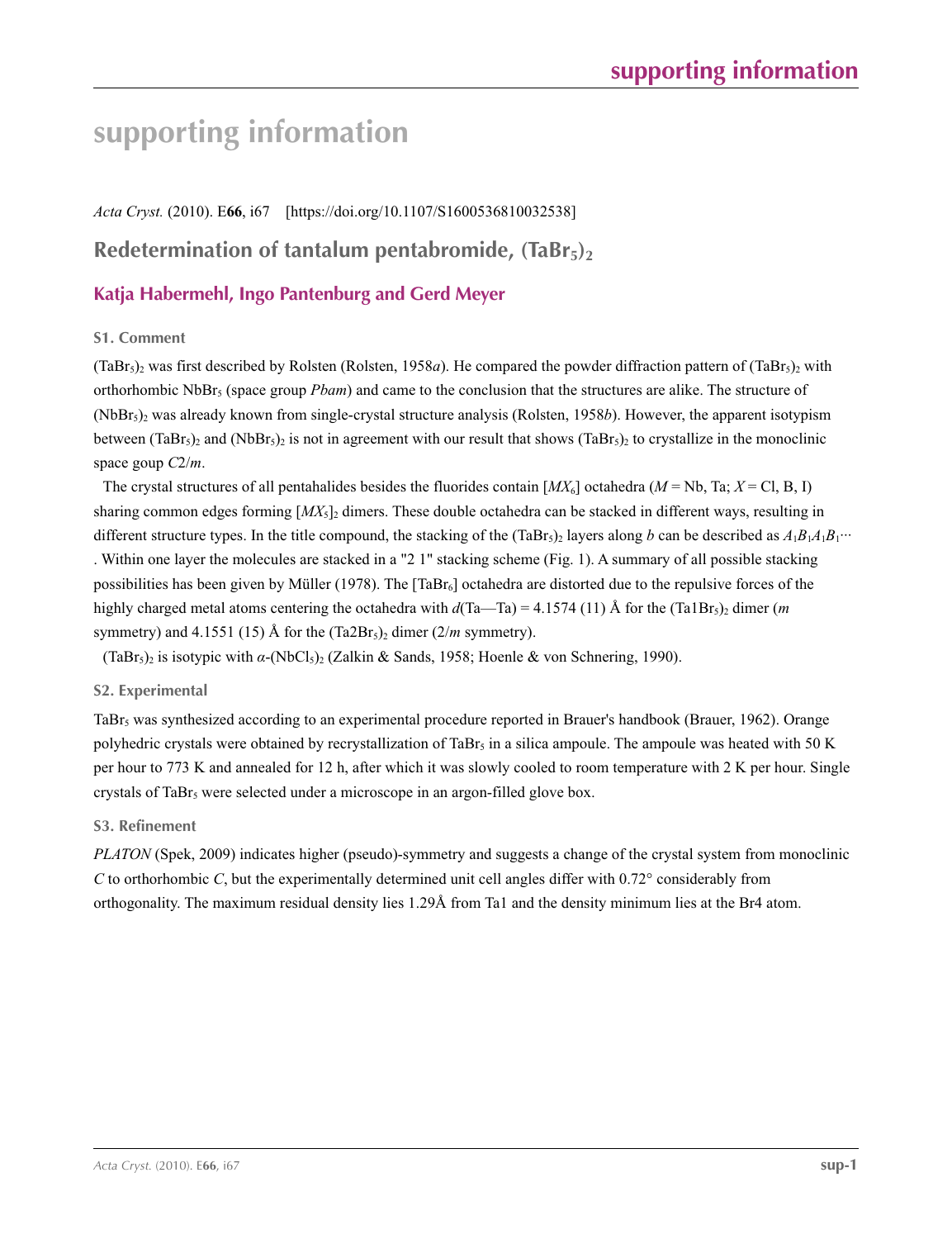# supporting information

*Acta Cryst.* (2010). E**66**, i67    [https://doi.org/10.1107/S1600536810032538]

## Redetermination of tantalum pentabromide, $(TaBr_5)_2$

### Katja Habermehl, Ingo Pantenburg and Gerd Meyer

#### S1. Comment

$(TaBr_5)_2$ was first described by Rolsten (Rolsten, 1958*a*). He compared the powder diffraction pattern of $(TaBr_5)_2$ with orthorhombic $NbBr_5$ (space group *Pbam*) and came to the conclusion that the structures are alike. The structure of $(NbBr_5)_2$ was already known from single-crystal structure analysis (Rolsten, 1958*b*). However, the apparent isotypism between $(TaBr_5)_2$ and $(NbBr_5)_2$ is not in agreement with our result that shows $(TaBr_5)_2$ to crystallize in the monoclinic space goup *C*2/*m*.

The crystal structures of all pentahalides besides the fluorides contain $[MX_6]$ octahedra ($M$ = Nb, Ta; $X$ = Cl, B, I) sharing common edges forming $[MX_5]_2$ dimers. These double octahedra can be stacked in different ways, resulting in different structure types. In the title compound, the stacking of the $(TaBr_5)_2$ layers along *b* can be described as $A_1B_1A_1B_1\cdots$ . Within one layer the molecules are stacked in a "2 1" stacking scheme (Fig. 1). A summary of all possible stacking possibilities has been given by Müller (1978). The $[TaBr_6]$ octahedra are distorted due to the repulsive forces of the highly charged metal atoms centering the octahedra with $d$(Ta—Ta) = 4.1574 (11) Å for the $(Ta1Br_5)_2$ dimer (*m* symmetry) and 4.1551 (15) Å for the $(Ta2Br_5)_2$ dimer (2/*m* symmetry).

$(TaBr_5)_2$ is isotypic with $\alpha$-$(NbCl_5)_2$ (Zalkin & Sands, 1958; Hoenle & von Schnering, 1990).

#### S2. Experimental

$TaBr_5$ was synthesized according to an experimental procedure reported in Brauer's handbook (Brauer, 1962). Orange polyhedric crystals were obtained by recrystallization of $TaBr_5$ in a silica ampoule. The ampoule was heated with 50 K per hour to 773 K and annealed for 12 h, after which it was slowly cooled to room temperature with 2 K per hour. Single crystals of $TaBr_5$ were selected under a microscope in an argon-filled glove box.

#### S3. Refinement

*PLATON* (Spek, 2009) indicates higher (pseudo)-symmetry and suggests a change of the crystal system from monoclinic *C* to orthorhombic *C*, but the experimentally determined unit cell angles differ with 0.72° considerably from orthogonality. The maximum residual density lies 1.29Å from Ta1 and the density minimum lies at the Br4 atom.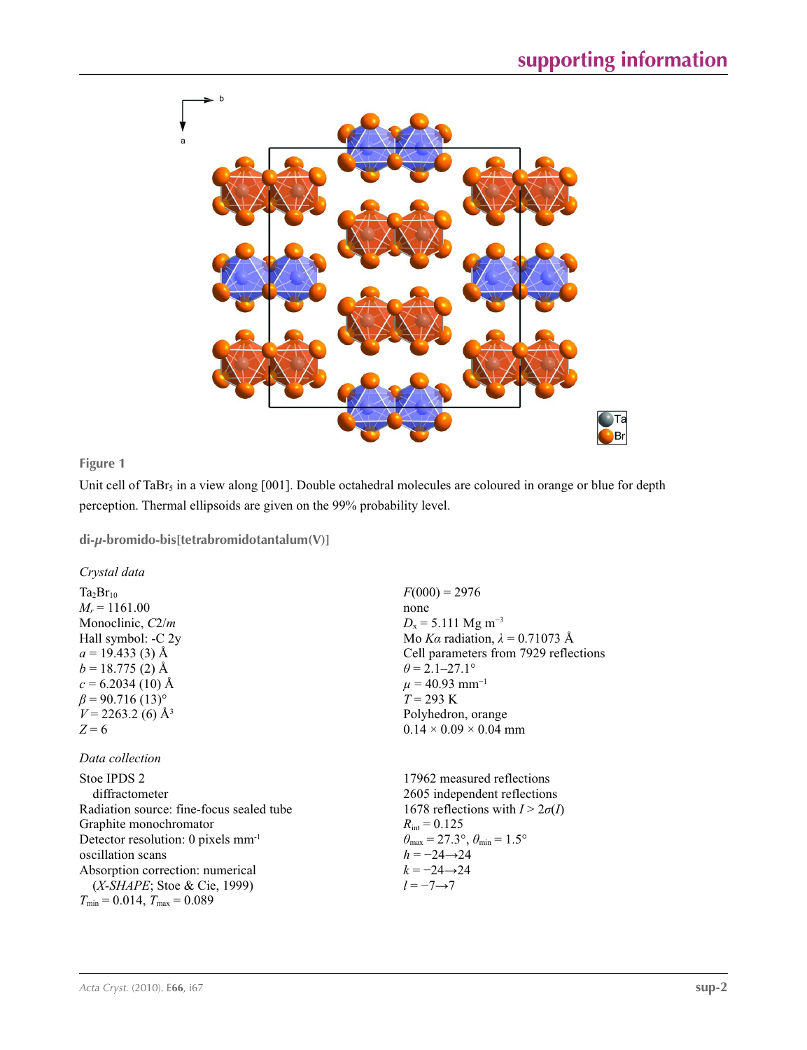**Figure 1**

Unit cell of $TaBr_5$ in a view along [001]. Double octahedral molecules are coloured in orange or blue for depth perception. Thermal ellipsoids are given on the 99% probability level.

## di-$\mu$-bromido-bis[tetrabromidotantalum(V)]

### *Crystal data*

$Ta_2Br_{10}$
$M_r = 1161.00$
Monoclinic, $C2/m$
Hall symbol: -C 2y
$a = 19.433$ (3) Å
$b = 18.775$ (2) Å
$c = 6.2034$ (10) Å
$\beta = 90.716$ (13)°
$V = 2263.2$ (6) Å$^3$
$Z = 6$

$F(000) = 2976$
none
$D_x = 5.111$ Mg m$^{-3}$
Mo $K\alpha$ radiation, $\lambda = 0.71073$ Å
Cell parameters from 7929 reflections
$\theta = 2.1$–27.1°
$\mu = 40.93$ mm$^{-1}$
$T = 293$ K
Polyhedron, orange
0.14 × 0.09 × 0.04 mm

### *Data collection*

Stoe IPDS 2
diffractometer
Radiation source: fine-focus sealed tube
Graphite monochromator
Detector resolution: 0 pixels mm$^{-1}$
oscillation scans
Absorption correction: numerical
(*X-SHAPE*; Stoe & Cie, 1999)
$T_{min} = 0.014$, $T_{max} = 0.089$

17962 measured reflections
2605 independent reflections
1678 reflections with $I > 2\sigma(I)$
$R_{int} = 0.125$
$\theta_{max} = 27.3°$, $\theta_{min} = 1.5°$
$h = -24 \rightarrow 24$
$k = -24 \rightarrow 24$
$l = -7 \rightarrow 7$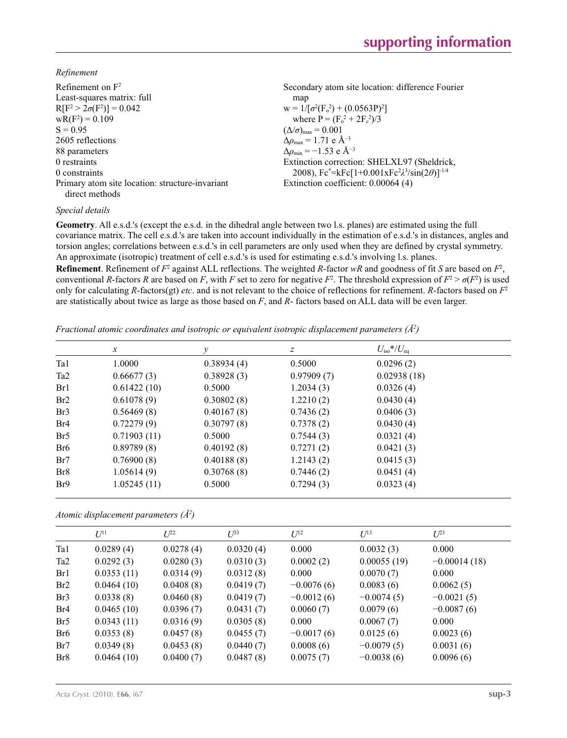*Refinement*

Refinement on $F^2$
Least-squares matrix: full
$R[F^2 > 2\sigma(F^2)] = 0.042$
$wR(F^2) = 0.109$
$S = 0.95$
2605 reflections
88 parameters
0 restraints
0 constraints
Primary atom site location: structure-invariant direct methods
Secondary atom site location: difference Fourier map
$w = 1/[\sigma^2(F_o^2) + (0.0563P)^2]$
where $P = (F_o^2 + 2F_c^2)/3$
$(\Delta/\sigma)_{max} = 0.001$
$\Delta\rho_{max} = 1.71$ e Å$^{-3}$
$\Delta\rho_{min} = -1.53$ e Å$^{-3}$
Extinction correction: SHELXL97 (Sheldrick, 2008), $Fc^*=kFc[1+0.001xFc^2\lambda^3/\sin(2\theta)]^{-1/4}$
Extinction coefficient: 0.00064 (4)

*Special details*

**Geometry**. All e.s.d.'s (except the e.s.d. in the dihedral angle between two l.s. planes) are estimated using the full covariance matrix. The cell e.s.d.'s are taken into account individually in the estimation of e.s.d.'s in distances, angles and torsion angles; correlations between e.s.d.'s in cell parameters are only used when they are defined by crystal symmetry. An approximate (isotropic) treatment of cell e.s.d.'s is used for estimating e.s.d.'s involving l.s. planes.

**Refinement**. Refinement of $F^2$ against ALL reflections. The weighted *R*-factor *wR* and goodness of fit *S* are based on $F^2$, conventional *R*-factors *R* are based on *F*, with *F* set to zero for negative $F^2$. The threshold expression of $F^2 > \sigma(F^2)$ is used only for calculating *R*-factors(gt) *etc*. and is not relevant to the choice of reflections for refinement. *R*-factors based on $F^2$ are statistically about twice as large as those based on *F*, and *R*- factors based on ALL data will be even larger.

*Fractional atomic coordinates and isotropic or equivalent isotropic displacement parameters (Å²)*

| | *x* | *y* | *z* | $U_{iso}$*/$U_{eq}$ |
|---|---|---|---|---|
| Ta1 | 1.0000 | 0.38934 (4) | 0.5000 | 0.0296 (2) |
| Ta2 | 0.66677 (3) | 0.38928 (3) | 0.97909 (7) | 0.02938 (18) |
| Br1 | 0.61422 (10) | 0.5000 | 1.2034 (3) | 0.0326 (4) |
| Br2 | 0.61078 (9) | 0.30802 (8) | 1.2210 (2) | 0.0430 (4) |
| Br3 | 0.56469 (8) | 0.40167 (8) | 0.7436 (2) | 0.0406 (3) |
| Br4 | 0.72279 (9) | 0.30797 (8) | 0.7378 (2) | 0.0430 (4) |
| Br5 | 0.71903 (11) | 0.5000 | 0.7544 (3) | 0.0321 (4) |
| Br6 | 0.89789 (8) | 0.40192 (8) | 0.7271 (2) | 0.0421 (3) |
| Br7 | 0.76900 (8) | 0.40188 (8) | 1.2143 (2) | 0.0415 (3) |
| Br8 | 1.05614 (9) | 0.30768 (8) | 0.7446 (2) | 0.0451 (4) |
| Br9 | 1.05245 (11) | 0.5000 | 0.7294 (3) | 0.0323 (4) |

*Atomic displacement parameters (Å²)*

| | $U^{11}$ | $U^{22}$ | $U^{33}$ | $U^{12}$ | $U^{13}$ | $U^{23}$ |
|---|---|---|---|---|---|---|
| Ta1 | 0.0289 (4) | 0.0278 (4) | 0.0320 (4) | 0.000 | 0.0032 (3) | 0.000 |
| Ta2 | 0.0292 (3) | 0.0280 (3) | 0.0310 (3) | 0.0002 (2) | 0.00055 (19) | −0.00014 (18) |
| Br1 | 0.0353 (11) | 0.0314 (9) | 0.0312 (8) | 0.000 | 0.0070 (7) | 0.000 |
| Br2 | 0.0464 (10) | 0.0408 (8) | 0.0419 (7) | −0.0076 (6) | 0.0083 (6) | 0.0062 (5) |
| Br3 | 0.0338 (8) | 0.0460 (8) | 0.0419 (7) | −0.0012 (6) | −0.0074 (5) | −0.0021 (5) |
| Br4 | 0.0465 (10) | 0.0396 (7) | 0.0431 (7) | 0.0060 (7) | 0.0079 (6) | −0.0087 (6) |
| Br5 | 0.0343 (11) | 0.0316 (9) | 0.0305 (8) | 0.000 | 0.0067 (7) | 0.000 |
| Br6 | 0.0353 (8) | 0.0457 (8) | 0.0455 (7) | −0.0017 (6) | 0.0125 (6) | 0.0023 (6) |
| Br7 | 0.0349 (8) | 0.0453 (8) | 0.0440 (7) | 0.0008 (6) | −0.0079 (5) | 0.0031 (6) |
| Br8 | 0.0464 (10) | 0.0400 (7) | 0.0487 (8) | 0.0075 (7) | −0.0038 (6) | 0.0096 (6) |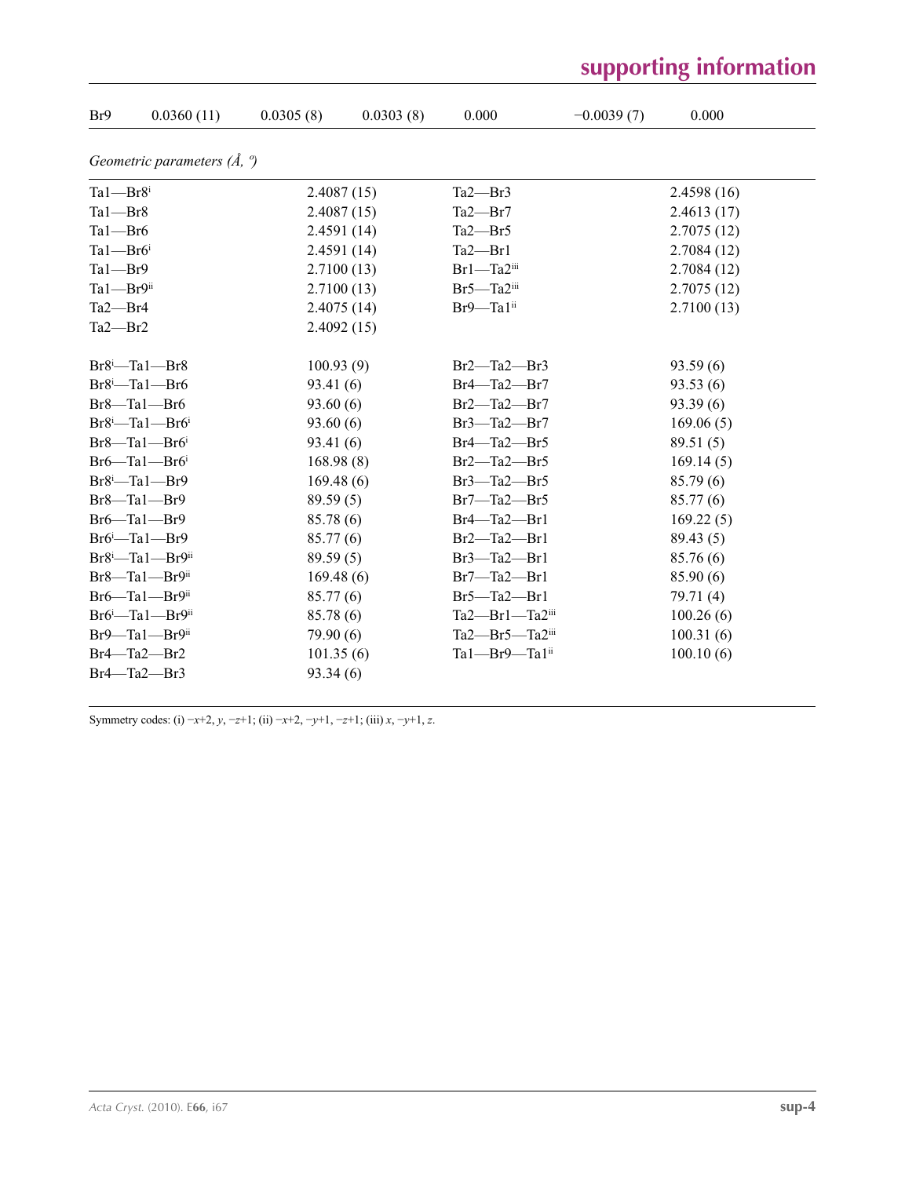| | | | | | |
|---|---|---|---|---|---|
| Br9 | 0.0360 (11) | 0.0305 (8) | 0.0303 (8) | 0.000 | −0.0039 (7) | 0.000 |

*Geometric parameters (Å, º)*

| | | | |
|---|---|---|---|
| Ta1—Br8$^{i}$ | 2.4087 (15) | Ta2—Br3 | 2.4598 (16) |
| Ta1—Br8 | 2.4087 (15) | Ta2—Br7 | 2.4613 (17) |
| Ta1—Br6 | 2.4591 (14) | Ta2—Br5 | 2.7075 (12) |
| Ta1—Br6$^{i}$ | 2.4591 (14) | Ta2—Br1 | 2.7084 (12) |
| Ta1—Br9 | 2.7100 (13) | Br1—Ta2$^{iii}$ | 2.7084 (12) |
| Ta1—Br9$^{ii}$ | 2.7100 (13) | Br5—Ta2$^{iii}$ | 2.7075 (12) |
| Ta2—Br4 | 2.4075 (14) | Br9—Ta1$^{ii}$ | 2.7100 (13) |
| Ta2—Br2 | 2.4092 (15) | | |
| | | | |
| Br8$^{i}$—Ta1—Br8 | 100.93 (9) | Br2—Ta2—Br3 | 93.59 (6) |
| Br8$^{i}$—Ta1—Br6 | 93.41 (6) | Br4—Ta2—Br7 | 93.53 (6) |
| Br8—Ta1—Br6 | 93.60 (6) | Br2—Ta2—Br7 | 93.39 (6) |
| Br8$^{i}$—Ta1—Br6$^{i}$ | 93.60 (6) | Br3—Ta2—Br7 | 169.06 (5) |
| Br8—Ta1—Br6$^{i}$ | 93.41 (6) | Br4—Ta2—Br5 | 89.51 (5) |
| Br6—Ta1—Br6$^{i}$ | 168.98 (8) | Br2—Ta2—Br5 | 169.14 (5) |
| Br8$^{i}$—Ta1—Br9 | 169.48 (6) | Br3—Ta2—Br5 | 85.79 (6) |
| Br8—Ta1—Br9 | 89.59 (5) | Br7—Ta2—Br5 | 85.77 (6) |
| Br6—Ta1—Br9 | 85.78 (6) | Br4—Ta2—Br1 | 169.22 (5) |
| Br6$^{i}$—Ta1—Br9 | 85.77 (6) | Br2—Ta2—Br1 | 89.43 (5) |
| Br8$^{i}$—Ta1—Br9$^{ii}$ | 89.59 (5) | Br3—Ta2—Br1 | 85.76 (6) |
| Br8—Ta1—Br9$^{ii}$ | 169.48 (6) | Br7—Ta2—Br1 | 85.90 (6) |
| Br6—Ta1—Br9$^{ii}$ | 85.77 (6) | Br5—Ta2—Br1 | 79.71 (4) |
| Br6$^{i}$—Ta1—Br9$^{ii}$ | 85.78 (6) | Ta2—Br1—Ta2$^{iii}$ | 100.26 (6) |
| Br9—Ta1—Br9$^{ii}$ | 79.90 (6) | Ta2—Br5—Ta2$^{iii}$ | 100.31 (6) |
| Br4—Ta2—Br2 | 101.35 (6) | Ta1—Br9—Ta1$^{ii}$ | 100.10 (6) |
| Br4—Ta2—Br3 | 93.34 (6) | | |

Symmetry codes: (i) $-x+2, y, -z+1$; (ii) $-x+2, -y+1, -z+1$; (iii) $x, -y+1, z$.